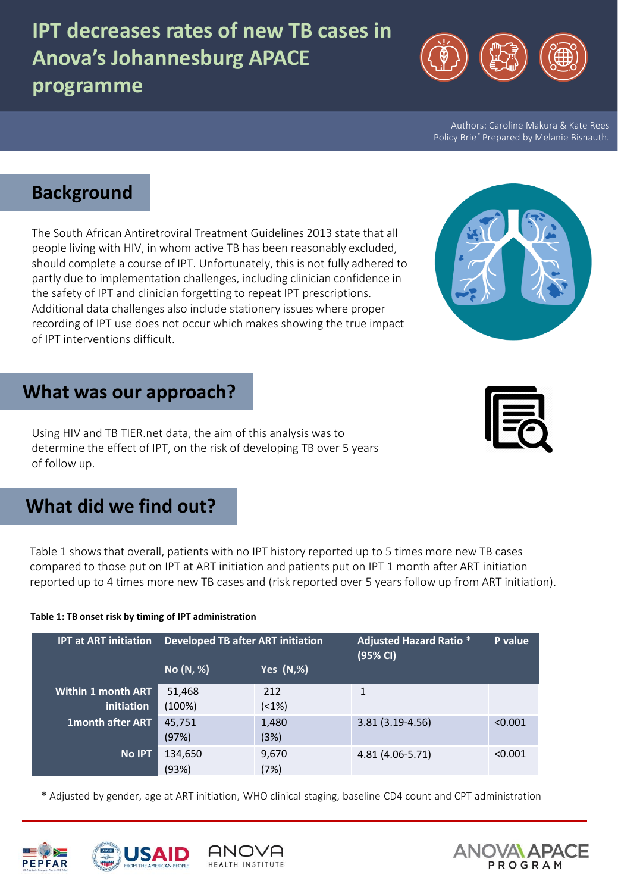# IPT decreases rates of new TB cases in Anova's Johannesburg APACE programme

Authors: Caroline Makura & Kate Rees
Policy Brief Prepared by Melanie Bisnauth.

## Background

The South African Antiretroviral Treatment Guidelines 2013 state that all people living with HIV, in whom active TB has been reasonably excluded, should complete a course of IPT. Unfortunately, this is not fully adhered to partly due to implementation challenges, including clinician confidence in the safety of IPT and clinician forgetting to repeat IPT prescriptions. Additional data challenges also include stationery issues where proper recording of IPT use does not occur which makes showing the true impact of IPT interventions difficult.

## What was our approach?

Using HIV and TB TIER.net data, the aim of this analysis was to determine the effect of IPT, on the risk of developing TB over 5 years of follow up.

## What did we find out?

Table 1 shows that overall, patients with no IPT history reported up to 5 times more new TB cases compared to those put on IPT at ART initiation and patients put on IPT 1 month after ART initiation reported up to 4 times more new TB cases and (risk reported over 5 years follow up from ART initiation).

**Table 1: TB onset risk by timing of IPT administration**

| IPT at ART initiation | Developed TB after ART initiation | | Adjusted Hazard Ratio * (95% CI) | P value |
|---|---|---|---|---|
| | No (N, %) | Yes (N,%) | | |
| Within 1 month ART initiation | 51,468 (100%) | 212 (<1%) | 1 | |
| 1month after ART | 45,751 (97%) | 1,480 (3%) | 3.81 (3.19-4.56) | <0.001 |
| No IPT | 134,650 (93%) | 9,670 (7%) | 4.81 (4.06-5.71) | <0.001 |

* Adjusted by gender, age at ART initiation, WHO clinical staging, baseline CD4 count and CPT administration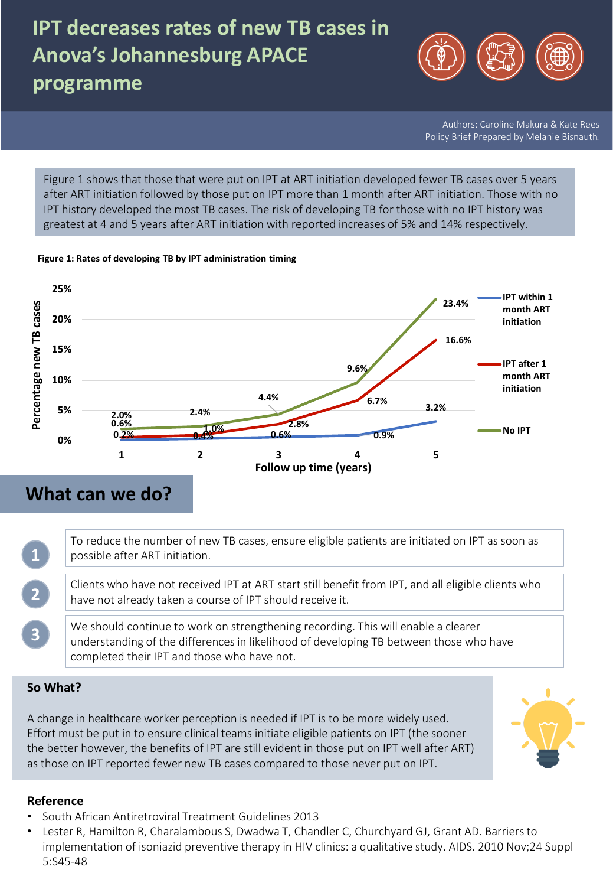# IPT decreases rates of new TB cases in Anova's Johannesburg APACE programme

Authors: Caroline Makura & Kate Rees
Policy Brief Prepared by Melanie Bisnauth.

Figure 1 shows that those that were put on IPT at ART initiation developed fewer TB cases over 5 years after ART initiation followed by those put on IPT more than 1 month after ART initiation. Those with no IPT history developed the most TB cases. The risk of developing TB for those with no IPT history was greatest at 4 and 5 years after ART initiation with reported increases of 5% and 14% respectively.

**Figure 1: Rates of developing TB by IPT administration timing**

Percentage new TB cases

25%
20%
15%
10%
5%
0%

1
2
3
4
5

Follow up time (years)

2.0%
0.6%
0.2%
2.4%
1.0%
0.4%
4.4%
2.8%
0.6%
9.6%
6.7%
0.9%
23.4%
16.6%
3.2%

IPT within 1 month ART initiation
IPT after 1 month ART initiation
No IPT

## What can we do?

1. To reduce the number of new TB cases, ensure eligible patients are initiated on IPT as soon as possible after ART initiation.
2. Clients who have not received IPT at ART start still benefit from IPT, and all eligible clients who have not already taken a course of IPT should receive it.
3. We should continue to work on strengthening recording. This will enable a clearer understanding of the differences in likelihood of developing TB between those who have completed their IPT and those who have not.

### So What?

A change in healthcare worker perception is needed if IPT is to be more widely used. Effort must be put in to ensure clinical teams initiate eligible patients on IPT (the sooner the better however, the benefits of IPT are still evident in those put on IPT well after ART) as those on IPT reported fewer new TB cases compared to those never put on IPT.

### Reference

- South African Antiretroviral Treatment Guidelines 2013
- Lester R, Hamilton R, Charalambous S, Dwadwa T, Chandler C, Churchyard GJ, Grant AD. Barriers to implementation of isoniazid preventive therapy in HIV clinics: a qualitative study. AIDS. 2010 Nov;24 Suppl 5:S45-48